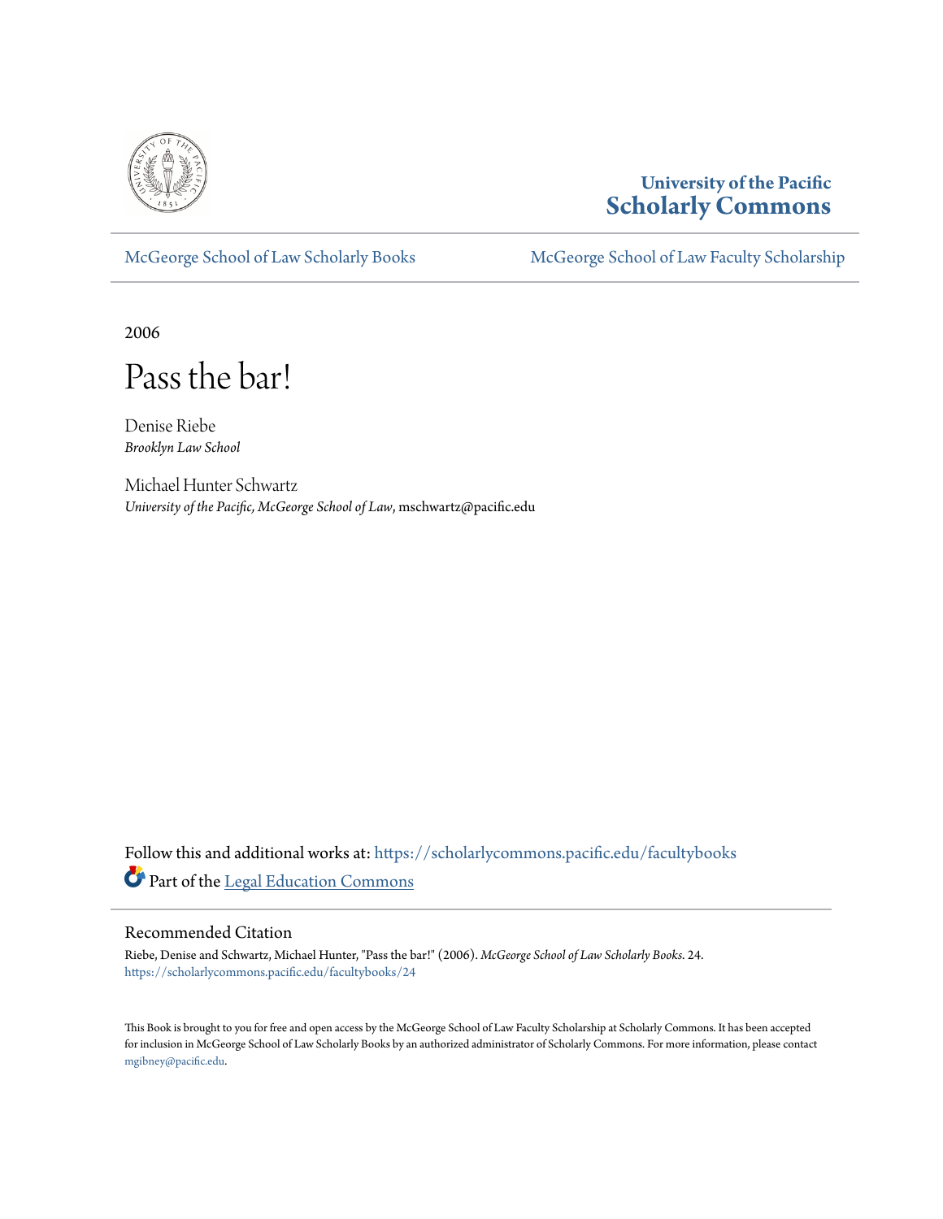University of the Pacific
**Scholarly Commons**

McGeorge School of Law Scholarly Books | McGeorge School of Law Faculty Scholarship

2006

# Pass the bar!

Denise Riebe
*Brooklyn Law School*

Michael Hunter Schwartz
*University of the Pacific, McGeorge School of Law*, mschwartz@pacific.edu

Follow this and additional works at: https://scholarlycommons.pacific.edu/facultybooks

Part of the Legal Education Commons

## Recommended Citation

Riebe, Denise and Schwartz, Michael Hunter, "Pass the bar!" (2006). *McGeorge School of Law Scholarly Books*. 24.
https://scholarlycommons.pacific.edu/facultybooks/24

This Book is brought to you for free and open access by the McGeorge School of Law Faculty Scholarship at Scholarly Commons. It has been accepted for inclusion in McGeorge School of Law Scholarly Books by an authorized administrator of Scholarly Commons. For more information, please contact mgibney@pacific.edu.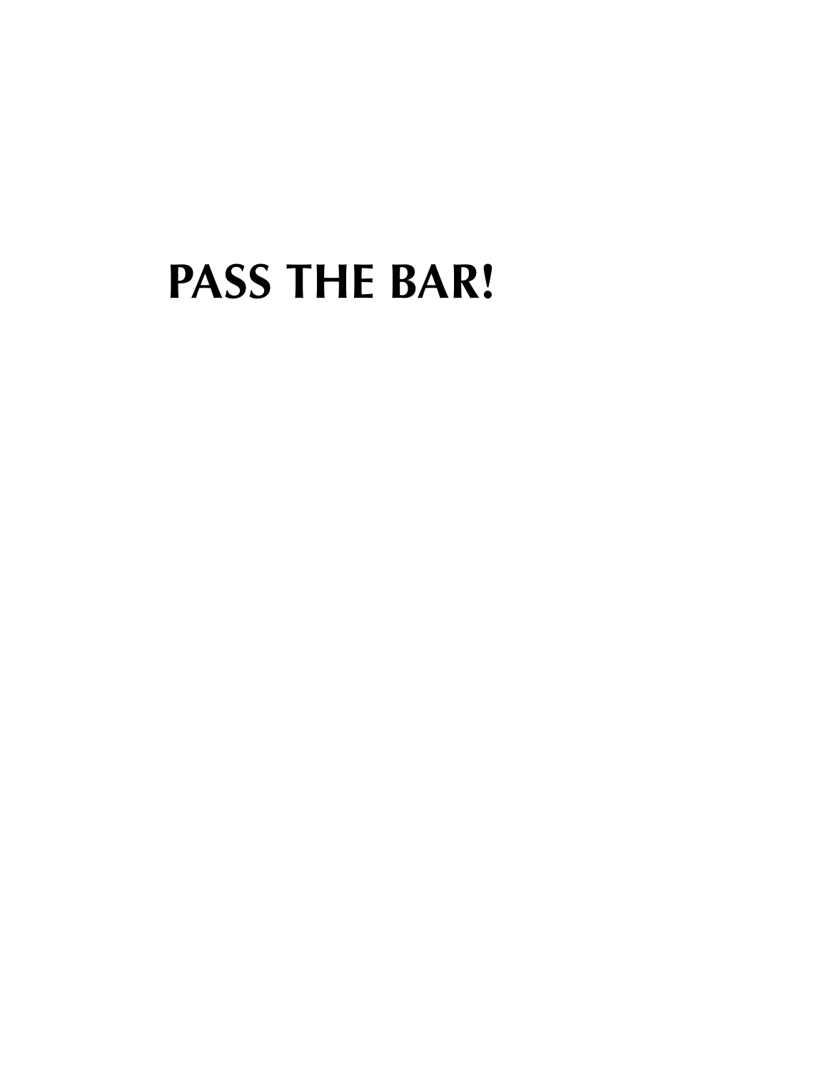# PASS THE BAR!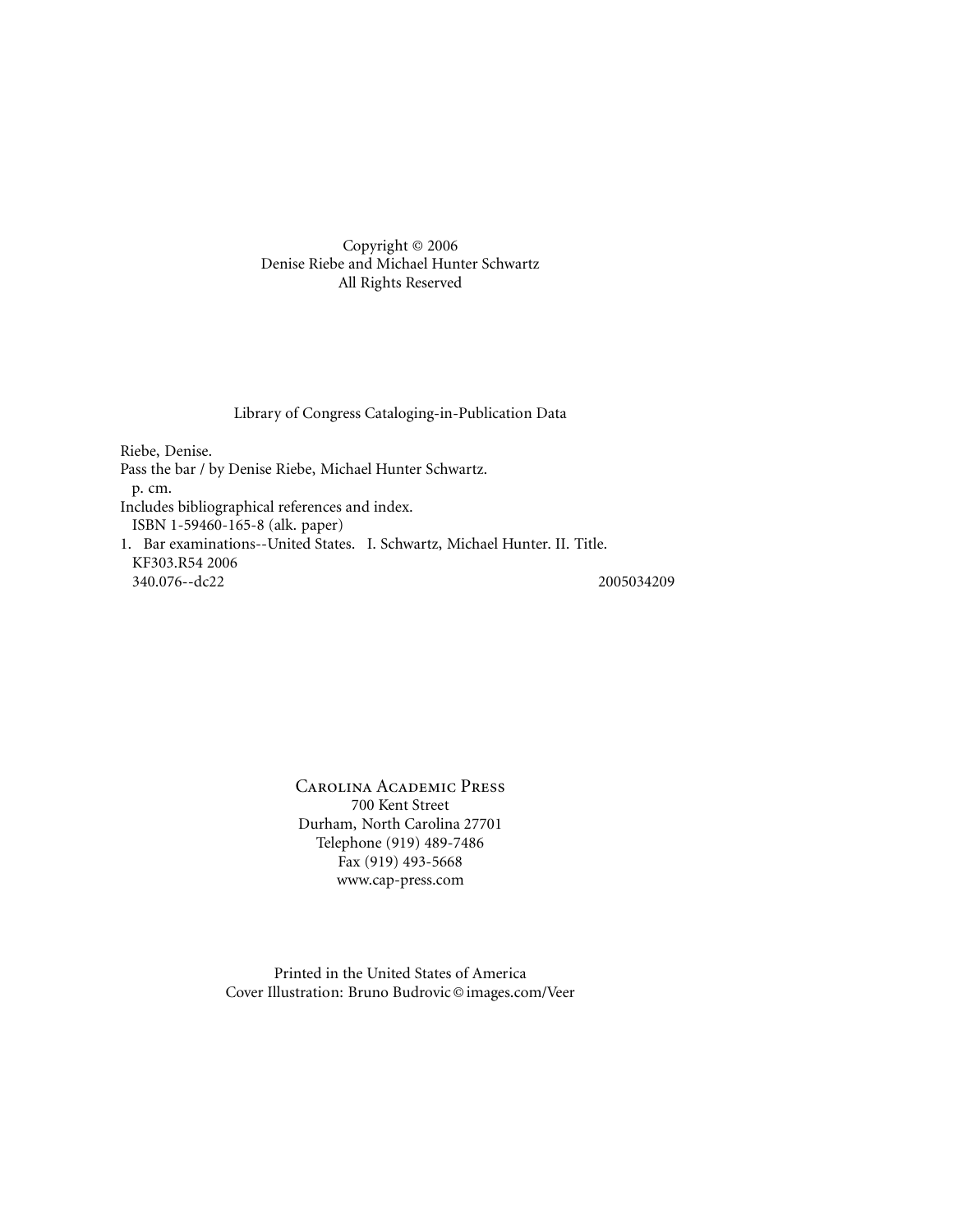Copyright © 2006
Denise Riebe and Michael Hunter Schwartz
All Rights Reserved

Library of Congress Cataloging-in-Publication Data

Riebe, Denise.
Pass the bar / by Denise Riebe, Michael Hunter Schwartz.
p. cm.
Includes bibliographical references and index.
ISBN 1-59460-165-8 (alk. paper)
1. Bar examinations--United States. I. Schwartz, Michael Hunter. II. Title.
KF303.R54 2006
340.076--dc22 2005034209

Carolina Academic Press
700 Kent Street
Durham, North Carolina 27701
Telephone (919) 489-7486
Fax (919) 493-5668
www.cap-press.com

Printed in the United States of America
Cover Illustration: Bruno Budrovic © images.com/Veer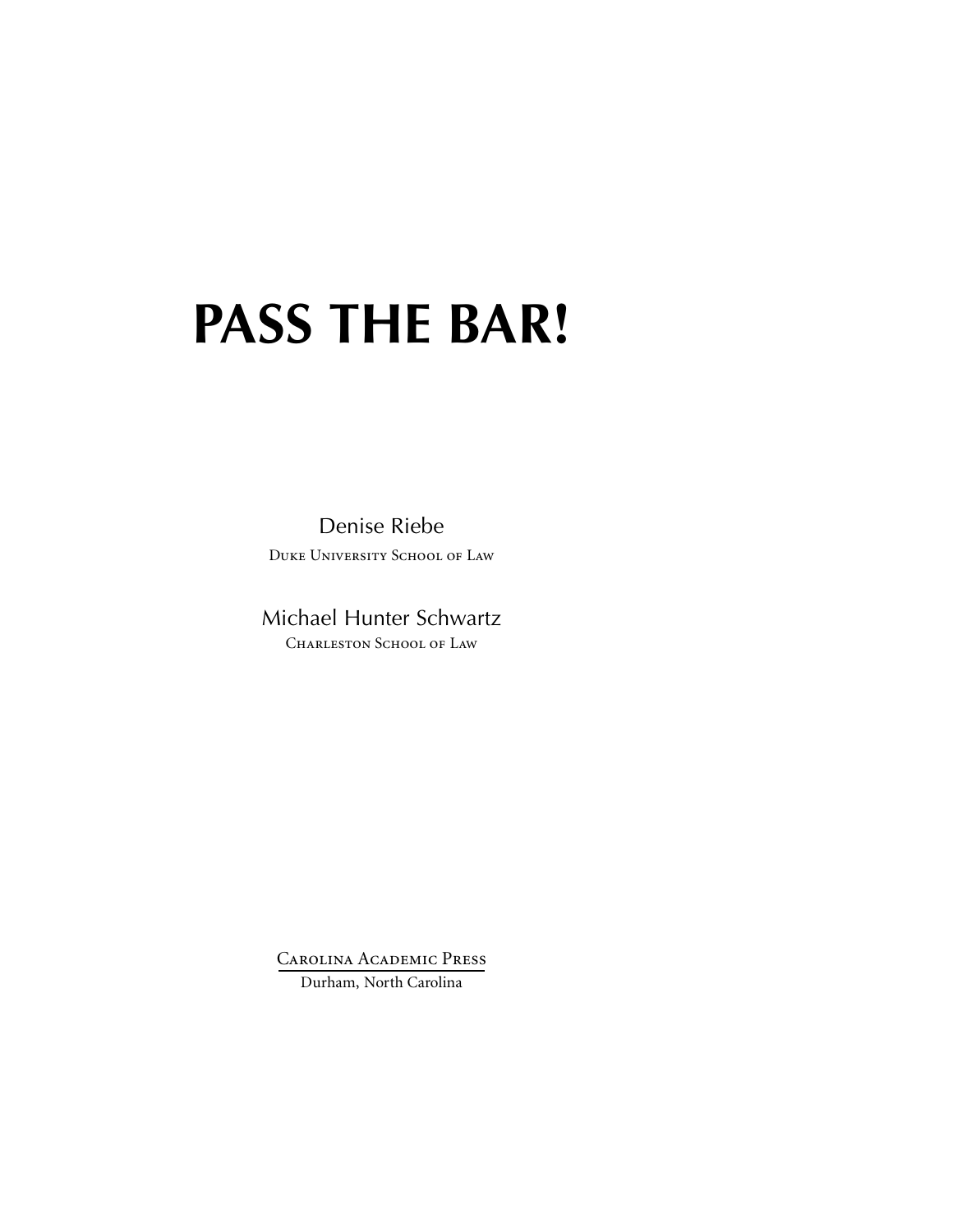# PASS THE BAR!

Denise Riebe

Duke University School of Law

Michael Hunter Schwartz

Charleston School of Law

Carolina Academic Press

Durham, North Carolina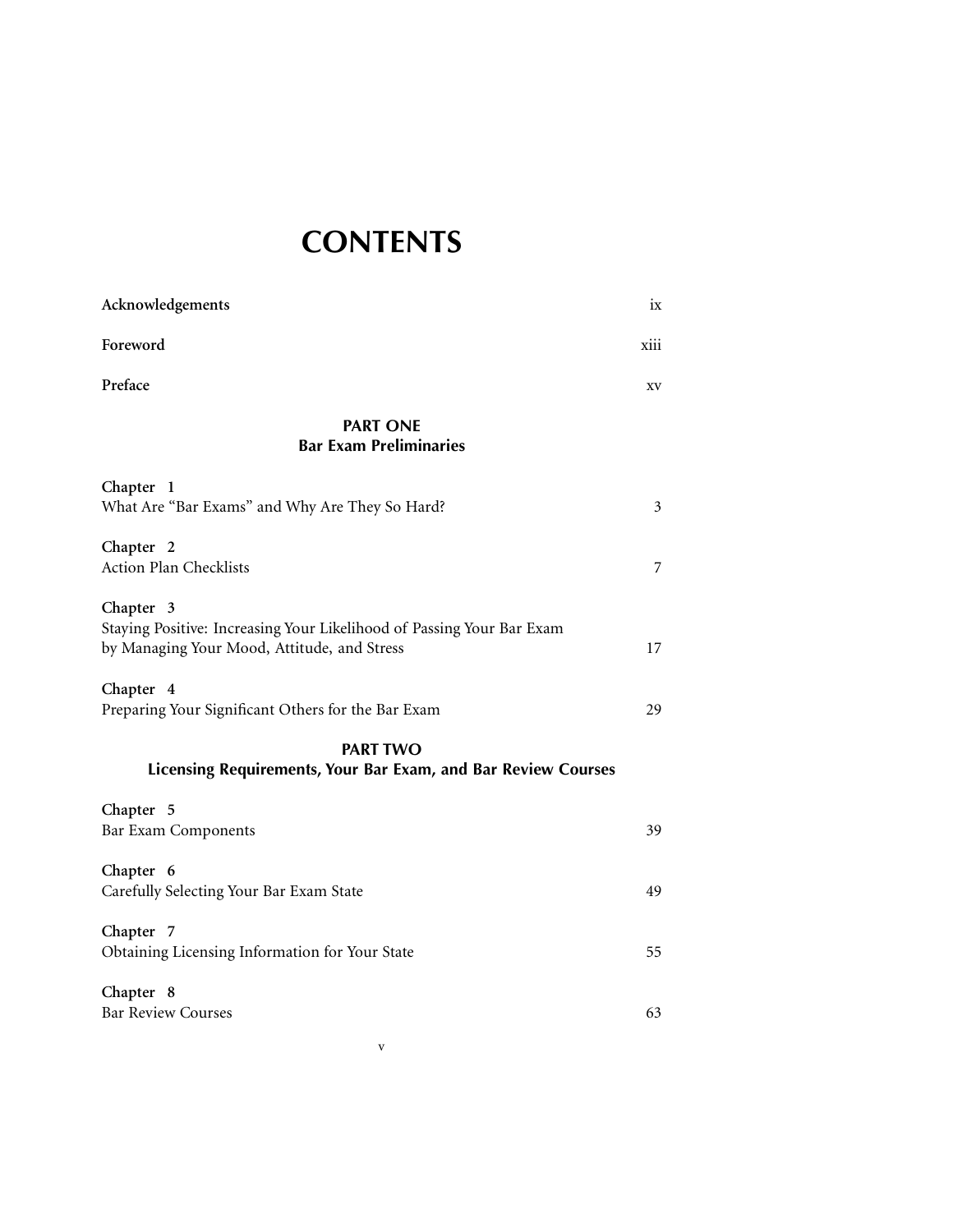# CONTENTS

**Acknowledgements** ix

**Foreword** xiii

**Preface** xv

## PART ONE
## Bar Exam Preliminaries

**Chapter 1**
What Are "Bar Exams" and Why Are They So Hard? 3

**Chapter 2**
Action Plan Checklists 7

**Chapter 3**
Staying Positive: Increasing Your Likelihood of Passing Your Bar Exam by Managing Your Mood, Attitude, and Stress 17

**Chapter 4**
Preparing Your Significant Others for the Bar Exam 29

## PART TWO
## Licensing Requirements, Your Bar Exam, and Bar Review Courses

**Chapter 5**
Bar Exam Components 39

**Chapter 6**
Carefully Selecting Your Bar Exam State 49

**Chapter 7**
Obtaining Licensing Information for Your State 55

**Chapter 8**
Bar Review Courses 63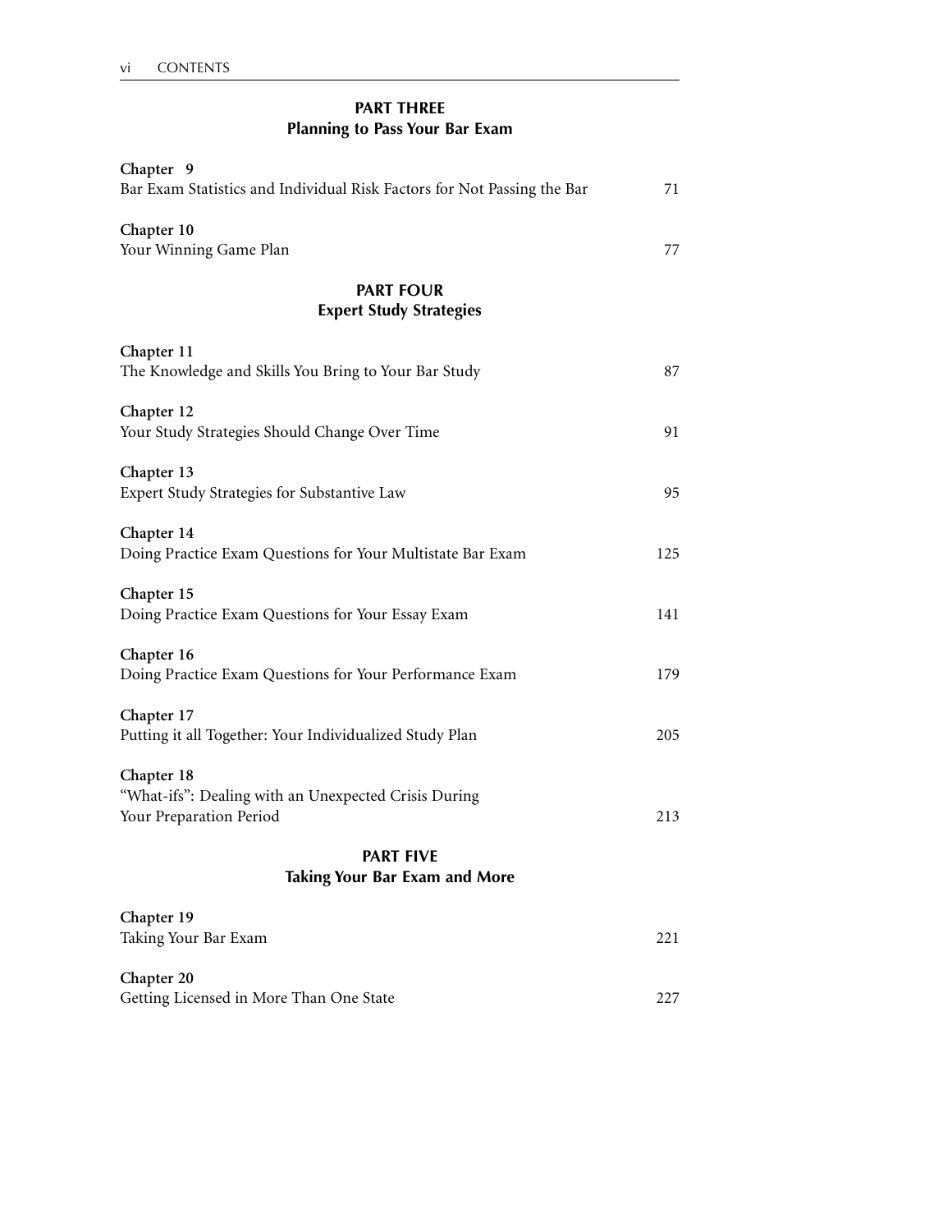## PART THREE
## Planning to Pass Your Bar Exam

**Chapter 9**
Bar Exam Statistics and Individual Risk Factors for Not Passing the Bar 71

**Chapter 10**
Your Winning Game Plan 77

## PART FOUR
## Expert Study Strategies

**Chapter 11**
The Knowledge and Skills You Bring to Your Bar Study 87

**Chapter 12**
Your Study Strategies Should Change Over Time 91

**Chapter 13**
Expert Study Strategies for Substantive Law 95

**Chapter 14**
Doing Practice Exam Questions for Your Multistate Bar Exam 125

**Chapter 15**
Doing Practice Exam Questions for Your Essay Exam 141

**Chapter 16**
Doing Practice Exam Questions for Your Performance Exam 179

**Chapter 17**
Putting it all Together: Your Individualized Study Plan 205

**Chapter 18**
"What-ifs": Dealing with an Unexpected Crisis During Your Preparation Period 213

## PART FIVE
## Taking Your Bar Exam and More

**Chapter 19**
Taking Your Bar Exam 221

**Chapter 20**
Getting Licensed in More Than One State 227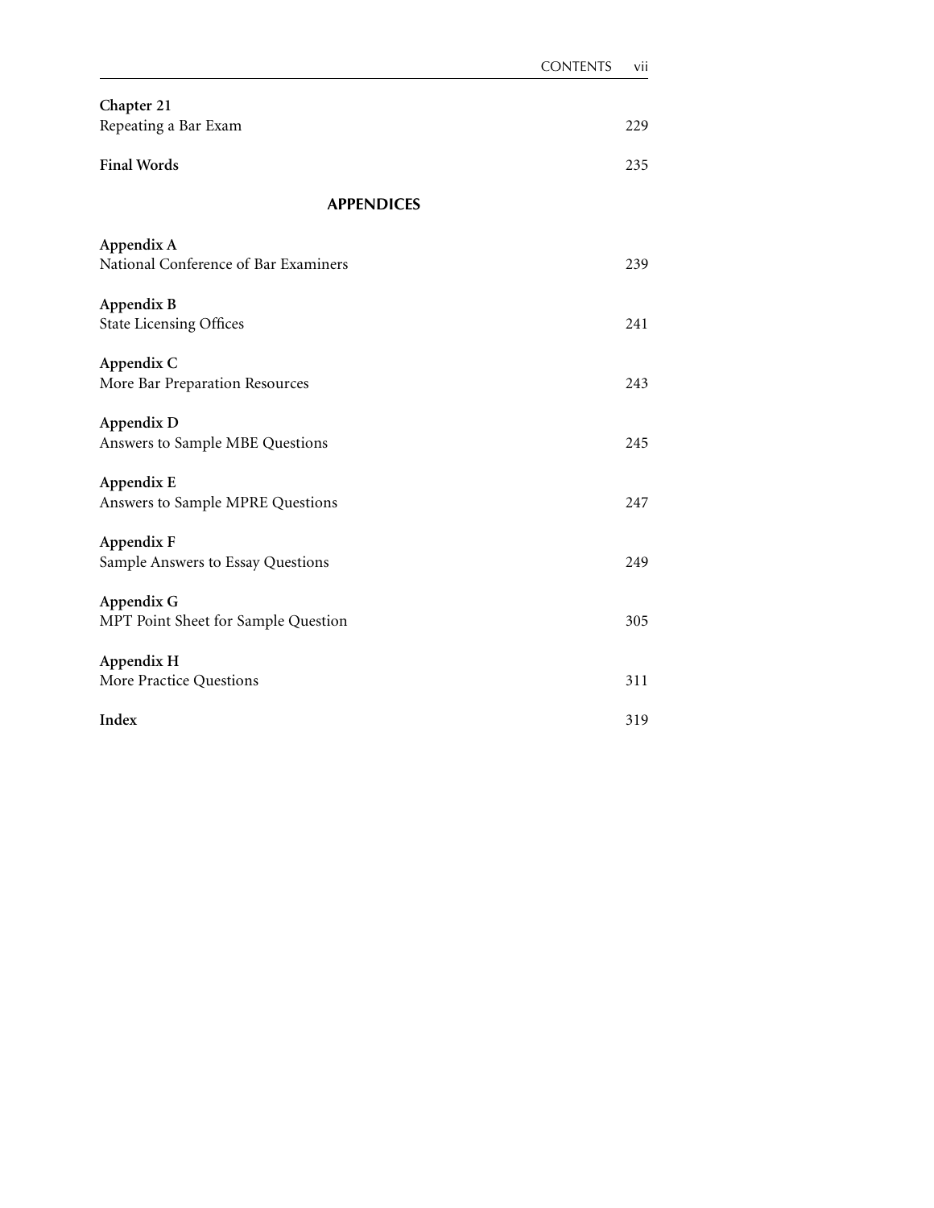**Chapter 21**
Repeating a Bar Exam 229

**Final Words** 235

## APPENDICES

**Appendix A**
National Conference of Bar Examiners 239

**Appendix B**
State Licensing Offices 241

**Appendix C**
More Bar Preparation Resources 243

**Appendix D**
Answers to Sample MBE Questions 245

**Appendix E**
Answers to Sample MPRE Questions 247

**Appendix F**
Sample Answers to Essay Questions 249

**Appendix G**
MPT Point Sheet for Sample Question 305

**Appendix H**
More Practice Questions 311

**Index** 319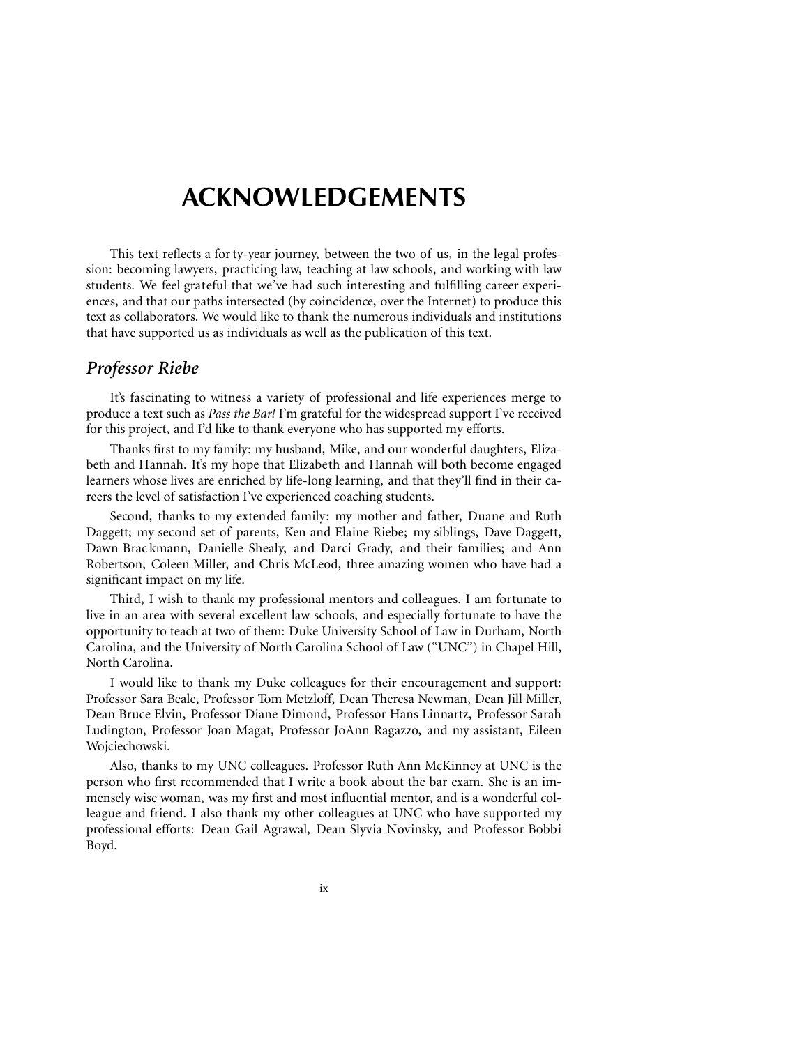# ACKNOWLEDGEMENTS

This text reflects a forty-year journey, between the two of us, in the legal profession: becoming lawyers, practicing law, teaching at law schools, and working with law students. We feel grateful that we've had such interesting and fulfilling career experiences, and that our paths intersected (by coincidence, over the Internet) to produce this text as collaborators. We would like to thank the numerous individuals and institutions that have supported us as individuals as well as the publication of this text.

## *Professor Riebe*

It's fascinating to witness a variety of professional and life experiences merge to produce a text such as *Pass the Bar!* I'm grateful for the widespread support I've received for this project, and I'd like to thank everyone who has supported my efforts.

Thanks first to my family: my husband, Mike, and our wonderful daughters, Elizabeth and Hannah. It's my hope that Elizabeth and Hannah will both become engaged learners whose lives are enriched by life-long learning, and that they'll find in their careers the level of satisfaction I've experienced coaching students.

Second, thanks to my extended family: my mother and father, Duane and Ruth Daggett; my second set of parents, Ken and Elaine Riebe; my siblings, Dave Daggett, Dawn Brackmann, Danielle Shealy, and Darci Grady, and their families; and Ann Robertson, Coleen Miller, and Chris McLeod, three amazing women who have had a significant impact on my life.

Third, I wish to thank my professional mentors and colleagues. I am fortunate to live in an area with several excellent law schools, and especially fortunate to have the opportunity to teach at two of them: Duke University School of Law in Durham, North Carolina, and the University of North Carolina School of Law ("UNC") in Chapel Hill, North Carolina.

I would like to thank my Duke colleagues for their encouragement and support: Professor Sara Beale, Professor Tom Metzloff, Dean Theresa Newman, Dean Jill Miller, Dean Bruce Elvin, Professor Diane Dimond, Professor Hans Linnartz, Professor Sarah Ludington, Professor Joan Magat, Professor JoAnn Ragazzo, and my assistant, Eileen Wojciechowski.

Also, thanks to my UNC colleagues. Professor Ruth Ann McKinney at UNC is the person who first recommended that I write a book about the bar exam. She is an immensely wise woman, was my first and most influential mentor, and is a wonderful colleague and friend. I also thank my other colleagues at UNC who have supported my professional efforts: Dean Gail Agrawal, Dean Slyvia Novinsky, and Professor Bobbi Boyd.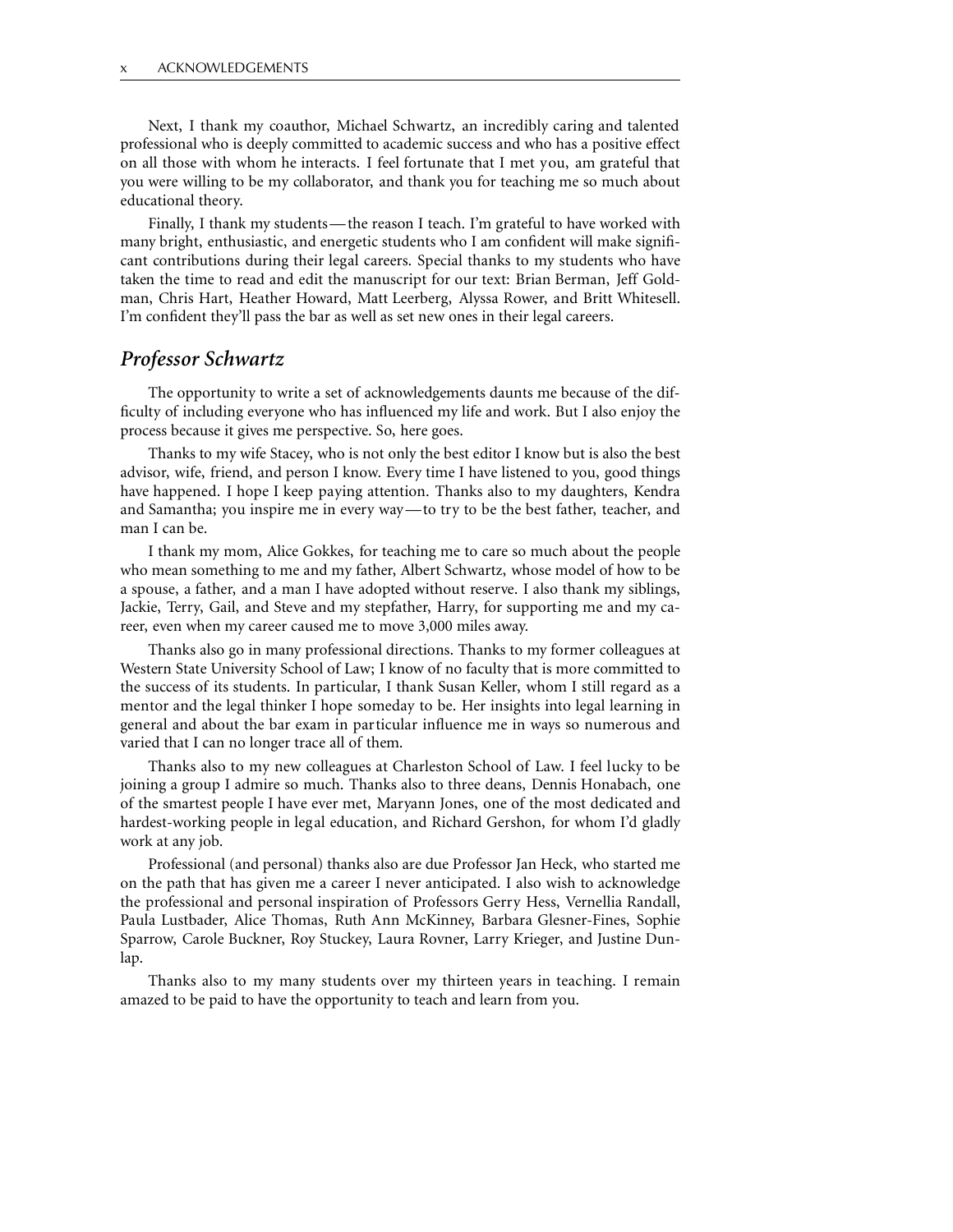Next, I thank my coauthor, Michael Schwartz, an incredibly caring and talented professional who is deeply committed to academic success and who has a positive effect on all those with whom he interacts. I feel fortunate that I met you, am grateful that you were willing to be my collaborator, and thank you for teaching me so much about educational theory.

Finally, I thank my students—the reason I teach. I'm grateful to have worked with many bright, enthusiastic, and energetic students who I am confident will make significant contributions during their legal careers. Special thanks to my students who have taken the time to read and edit the manuscript for our text: Brian Berman, Jeff Goldman, Chris Hart, Heather Howard, Matt Leerberg, Alyssa Rower, and Britt Whitesell. I'm confident they'll pass the bar as well as set new ones in their legal careers.

## *Professor Schwartz*

The opportunity to write a set of acknowledgements daunts me because of the difficulty of including everyone who has influenced my life and work. But I also enjoy the process because it gives me perspective. So, here goes.

Thanks to my wife Stacey, who is not only the best editor I know but is also the best advisor, wife, friend, and person I know. Every time I have listened to you, good things have happened. I hope I keep paying attention. Thanks also to my daughters, Kendra and Samantha; you inspire me in every way—to try to be the best father, teacher, and man I can be.

I thank my mom, Alice Gokkes, for teaching me to care so much about the people who mean something to me and my father, Albert Schwartz, whose model of how to be a spouse, a father, and a man I have adopted without reserve. I also thank my siblings, Jackie, Terry, Gail, and Steve and my stepfather, Harry, for supporting me and my career, even when my career caused me to move 3,000 miles away.

Thanks also go in many professional directions. Thanks to my former colleagues at Western State University School of Law; I know of no faculty that is more committed to the success of its students. In particular, I thank Susan Keller, whom I still regard as a mentor and the legal thinker I hope someday to be. Her insights into legal learning in general and about the bar exam in particular influence me in ways so numerous and varied that I can no longer trace all of them.

Thanks also to my new colleagues at Charleston School of Law. I feel lucky to be joining a group I admire so much. Thanks also to three deans, Dennis Honabach, one of the smartest people I have ever met, Maryann Jones, one of the most dedicated and hardest-working people in legal education, and Richard Gershon, for whom I'd gladly work at any job.

Professional (and personal) thanks also are due Professor Jan Heck, who started me on the path that has given me a career I never anticipated. I also wish to acknowledge the professional and personal inspiration of Professors Gerry Hess, Vernellia Randall, Paula Lustbader, Alice Thomas, Ruth Ann McKinney, Barbara Glesner-Fines, Sophie Sparrow, Carole Buckner, Roy Stuckey, Laura Rovner, Larry Krieger, and Justine Dunlap.

Thanks also to my many students over my thirteen years in teaching. I remain amazed to be paid to have the opportunity to teach and learn from you.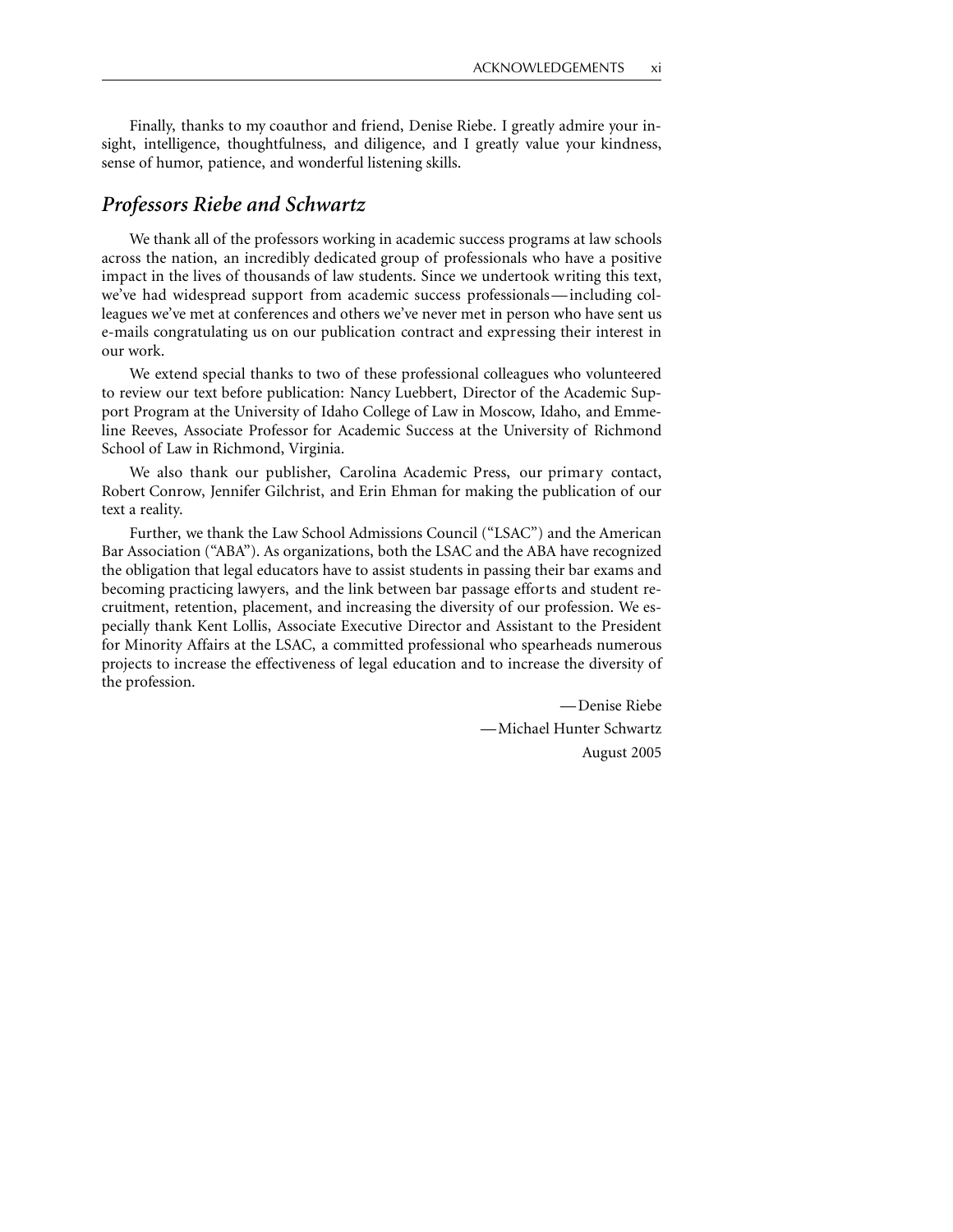Finally, thanks to my coauthor and friend, Denise Riebe. I greatly admire your insight, intelligence, thoughtfulness, and diligence, and I greatly value your kindness, sense of humor, patience, and wonderful listening skills.

## *Professors Riebe and Schwartz*

We thank all of the professors working in academic success programs at law schools across the nation, an incredibly dedicated group of professionals who have a positive impact in the lives of thousands of law students. Since we undertook writing this text, we've had widespread support from academic success professionals—including colleagues we've met at conferences and others we've never met in person who have sent us e-mails congratulating us on our publication contract and expressing their interest in our work.

We extend special thanks to two of these professional colleagues who volunteered to review our text before publication: Nancy Luebbert, Director of the Academic Support Program at the University of Idaho College of Law in Moscow, Idaho, and Emmeline Reeves, Associate Professor for Academic Success at the University of Richmond School of Law in Richmond, Virginia.

We also thank our publisher, Carolina Academic Press, our primary contact, Robert Conrow, Jennifer Gilchrist, and Erin Ehman for making the publication of our text a reality.

Further, we thank the Law School Admissions Council ("LSAC") and the American Bar Association ("ABA"). As organizations, both the LSAC and the ABA have recognized the obligation that legal educators have to assist students in passing their bar exams and becoming practicing lawyers, and the link between bar passage efforts and student recruitment, retention, placement, and increasing the diversity of our profession. We especially thank Kent Lollis, Associate Executive Director and Assistant to the President for Minority Affairs at the LSAC, a committed professional who spearheads numerous projects to increase the effectiveness of legal education and to increase the diversity of the profession.

—Denise Riebe

—Michael Hunter Schwartz

August 2005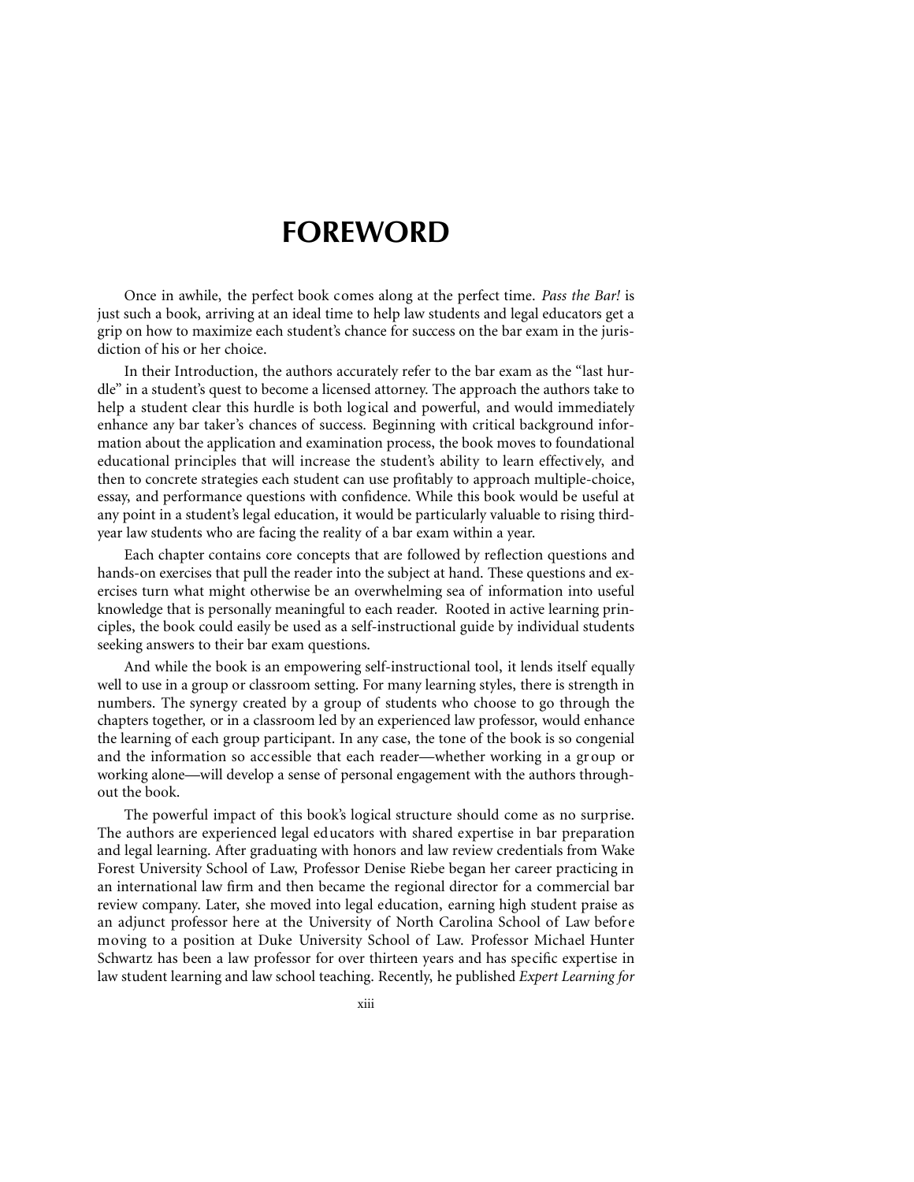# FOREWORD

Once in awhile, the perfect book comes along at the perfect time. *Pass the Bar!* is just such a book, arriving at an ideal time to help law students and legal educators get a grip on how to maximize each student's chance for success on the bar exam in the jurisdiction of his or her choice.

In their Introduction, the authors accurately refer to the bar exam as the "last hurdle" in a student's quest to become a licensed attorney. The approach the authors take to help a student clear this hurdle is both logical and powerful, and would immediately enhance any bar taker's chances of success. Beginning with critical background information about the application and examination process, the book moves to foundational educational principles that will increase the student's ability to learn effectively, and then to concrete strategies each student can use profitably to approach multiple-choice, essay, and performance questions with confidence. While this book would be useful at any point in a student's legal education, it would be particularly valuable to rising third-year law students who are facing the reality of a bar exam within a year.

Each chapter contains core concepts that are followed by reflection questions and hands-on exercises that pull the reader into the subject at hand. These questions and exercises turn what might otherwise be an overwhelming sea of information into useful knowledge that is personally meaningful to each reader. Rooted in active learning principles, the book could easily be used as a self-instructional guide by individual students seeking answers to their bar exam questions.

And while the book is an empowering self-instructional tool, it lends itself equally well to use in a group or classroom setting. For many learning styles, there is strength in numbers. The synergy created by a group of students who choose to go through the chapters together, or in a classroom led by an experienced law professor, would enhance the learning of each group participant. In any case, the tone of the book is so congenial and the information so accessible that each reader—whether working in a group or working alone—will develop a sense of personal engagement with the authors throughout the book.

The powerful impact of this book's logical structure should come as no surprise. The authors are experienced legal educators with shared expertise in bar preparation and legal learning. After graduating with honors and law review credentials from Wake Forest University School of Law, Professor Denise Riebe began her career practicing in an international law firm and then became the regional director for a commercial bar review company. Later, she moved into legal education, earning high student praise as an adjunct professor here at the University of North Carolina School of Law before moving to a position at Duke University School of Law. Professor Michael Hunter Schwartz has been a law professor for over thirteen years and has specific expertise in law student learning and law school teaching. Recently, he published *Expert Learning for*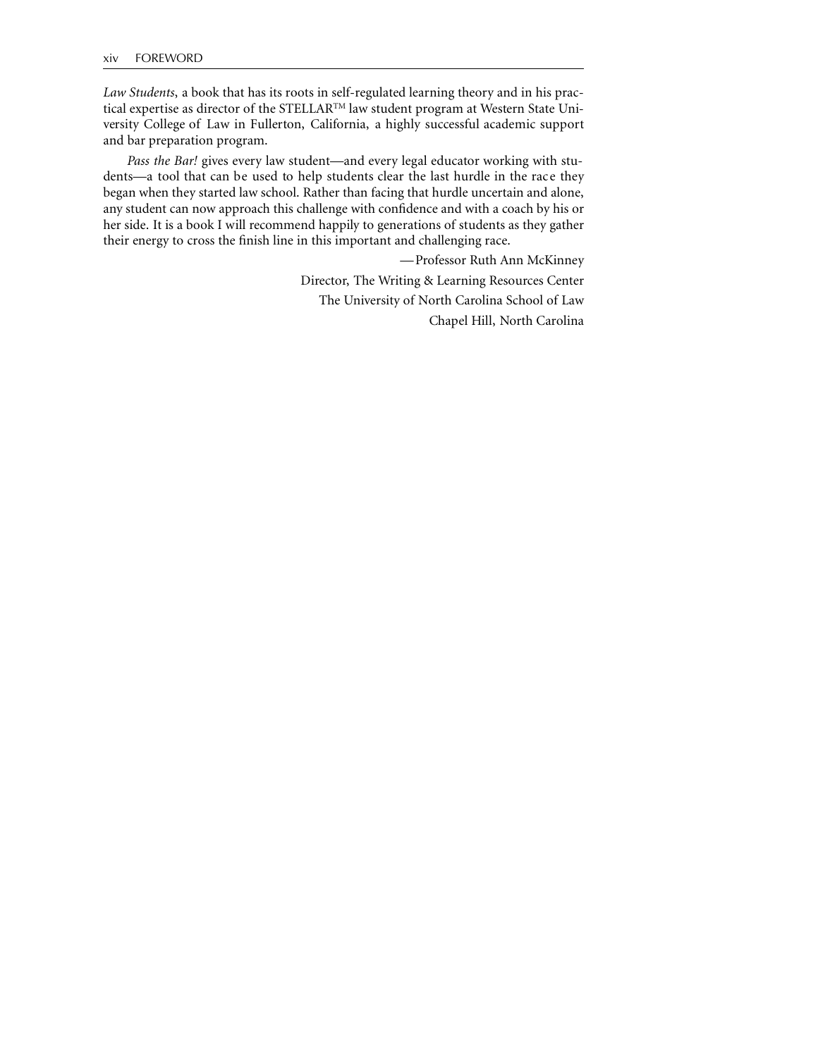*Law Students*, a book that has its roots in self-regulated learning theory and in his practical expertise as director of the STELLAR™ law student program at Western State University College of Law in Fullerton, California, a highly successful academic support and bar preparation program.

*Pass the Bar!* gives every law student—and every legal educator working with students—a tool that can be used to help students clear the last hurdle in the race they began when they started law school. Rather than facing that hurdle uncertain and alone, any student can now approach this challenge with confidence and with a coach by his or her side. It is a book I will recommend happily to generations of students as they gather their energy to cross the finish line in this important and challenging race.

—Professor Ruth Ann McKinney

Director, The Writing & Learning Resources Center

The University of North Carolina School of Law

Chapel Hill, North Carolina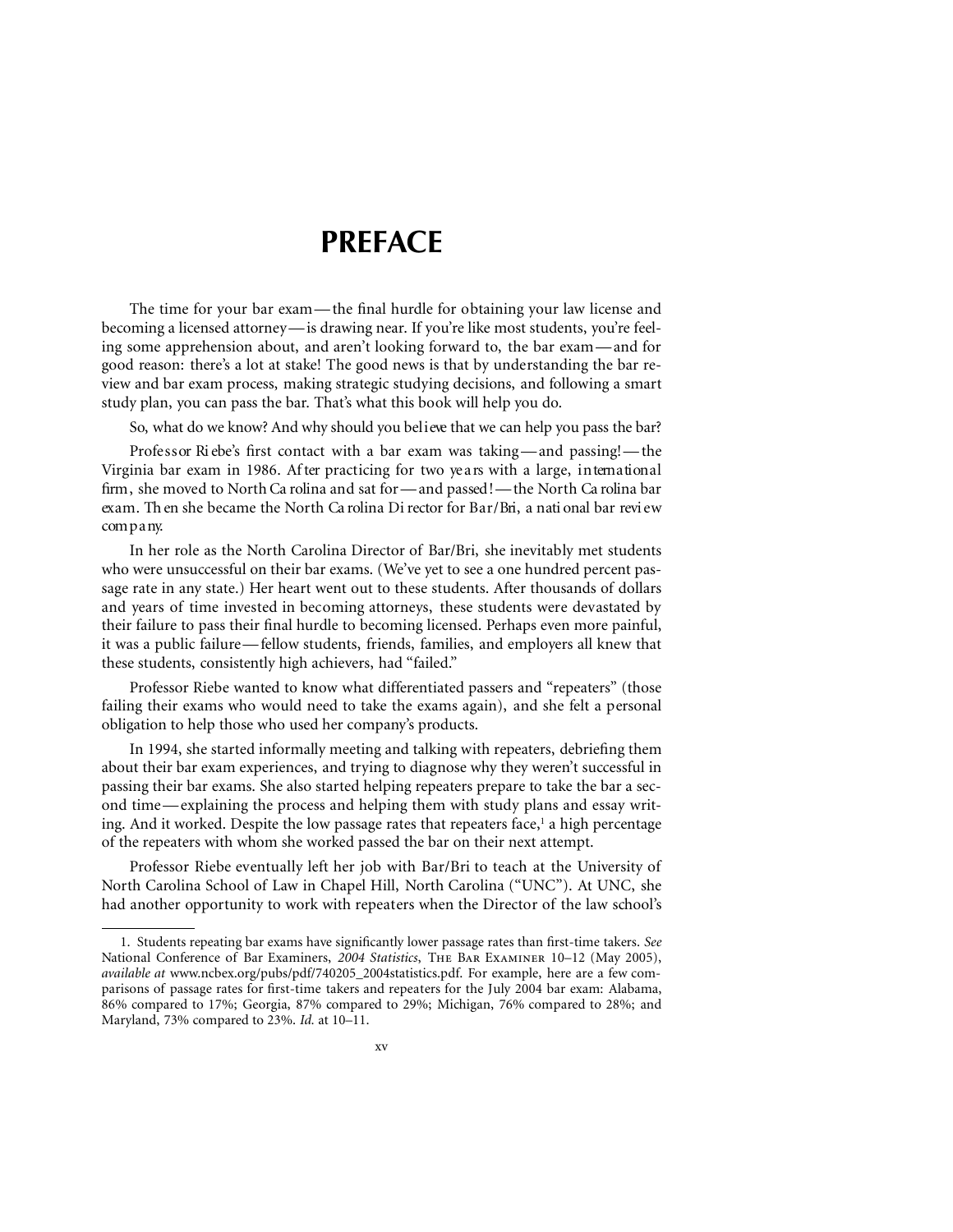# PREFACE

The time for your bar exam — the final hurdle for obtaining your law license and becoming a licensed attorney — is drawing near. If you're like most students, you're feeling some apprehension about, and aren't looking forward to, the bar exam — and for good reason: there's a lot at stake! The good news is that by understanding the bar review and bar exam process, making strategic studying decisions, and following a smart study plan, you can pass the bar. That's what this book will help you do.

So, what do we know? And why should you believe that we can help you pass the bar?

Professor Riebe's first contact with a bar exam was taking — and passing! — the Virginia bar exam in 1986. After practicing for two years with a large, international firm, she moved to North Carolina and sat for — and passed! — the North Carolina bar exam. Then she became the North Carolina Director for Bar/Bri, a national bar review company.

In her role as the North Carolina Director of Bar/Bri, she inevitably met students who were unsuccessful on their bar exams. (We've yet to see a one hundred percent passage rate in any state.) Her heart went out to these students. After thousands of dollars and years of time invested in becoming attorneys, these students were devastated by their failure to pass their final hurdle to becoming licensed. Perhaps even more painful, it was a public failure — fellow students, friends, families, and employers all knew that these students, consistently high achievers, had "failed."

Professor Riebe wanted to know what differentiated passers and "repeaters" (those failing their exams who would need to take the exams again), and she felt a personal obligation to help those who used her company's products.

In 1994, she started informally meeting and talking with repeaters, debriefing them about their bar exam experiences, and trying to diagnose why they weren't successful in passing their bar exams. She also started helping repeaters prepare to take the bar a second time — explaining the process and helping them with study plans and essay writing. And it worked. Despite the low passage rates that repeaters face,[1] a high percentage of the repeaters with whom she worked passed the bar on their next attempt.

Professor Riebe eventually left her job with Bar/Bri to teach at the University of North Carolina School of Law in Chapel Hill, North Carolina ("UNC"). At UNC, she had another opportunity to work with repeaters when the Director of the law school's

---

1. Students repeating bar exams have significantly lower passage rates than first-time takers. *See* National Conference of Bar Examiners, *2004 Statistics*, The Bar Examiner 10–12 (May 2005), *available at* www.ncbex.org/pubs/pdf/740205_2004statistics.pdf. For example, here are a few comparisons of passage rates for first-time takers and repeaters for the July 2004 bar exam: Alabama, 86% compared to 17%; Georgia, 87% compared to 29%; Michigan, 76% compared to 28%; and Maryland, 73% compared to 23%. *Id.* at 10–11.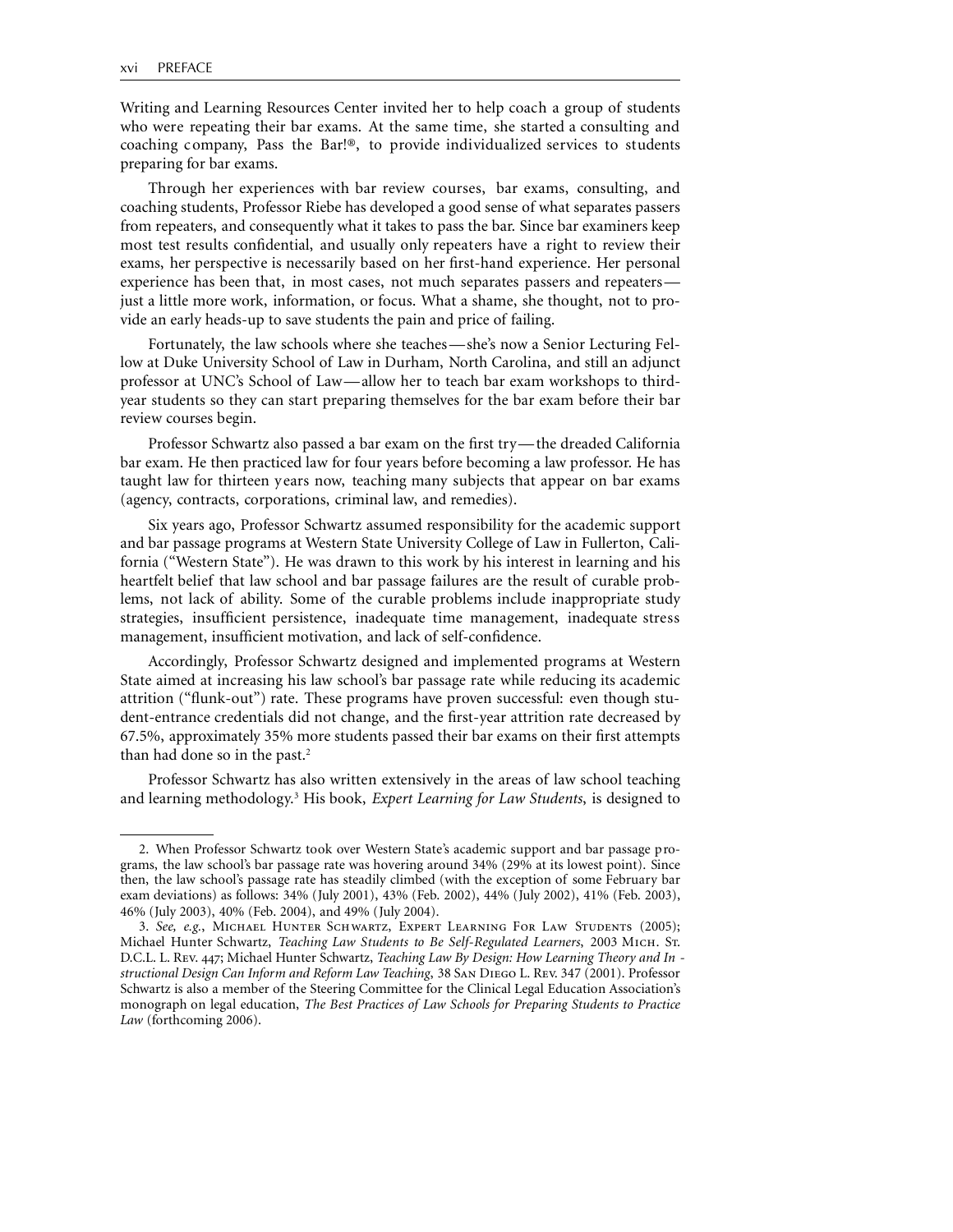Writing and Learning Resources Center invited her to help coach a group of students who were repeating their bar exams. At the same time, she started a consulting and coaching company, Pass the Bar!®, to provide individualized services to students preparing for bar exams.

Through her experiences with bar review courses, bar exams, consulting, and coaching students, Professor Riebe has developed a good sense of what separates passers from repeaters, and consequently what it takes to pass the bar. Since bar examiners keep most test results confidential, and usually only repeaters have a right to review their exams, her perspective is necessarily based on her first-hand experience. Her personal experience has been that, in most cases, not much separates passers and repeaters—just a little more work, information, or focus. What a shame, she thought, not to provide an early heads-up to save students the pain and price of failing.

Fortunately, the law schools where she teaches—she's now a Senior Lecturing Fellow at Duke University School of Law in Durham, North Carolina, and still an adjunct professor at UNC's School of Law—allow her to teach bar exam workshops to third-year students so they can start preparing themselves for the bar exam before their bar review courses begin.

Professor Schwartz also passed a bar exam on the first try—the dreaded California bar exam. He then practiced law for four years before becoming a law professor. He has taught law for thirteen years now, teaching many subjects that appear on bar exams (agency, contracts, corporations, criminal law, and remedies).

Six years ago, Professor Schwartz assumed responsibility for the academic support and bar passage programs at Western State University College of Law in Fullerton, California ("Western State"). He was drawn to this work by his interest in learning and his heartfelt belief that law school and bar passage failures are the result of curable problems, not lack of ability. Some of the curable problems include inappropriate study strategies, insufficient persistence, inadequate time management, inadequate stress management, insufficient motivation, and lack of self-confidence.

Accordingly, Professor Schwartz designed and implemented programs at Western State aimed at increasing his law school's bar passage rate while reducing its academic attrition ("flunk-out") rate. These programs have proven successful: even though student-entrance credentials did not change, and the first-year attrition rate decreased by 67.5%, approximately 35% more students passed their bar exams on their first attempts than had done so in the past.[2]

Professor Schwartz has also written extensively in the areas of law school teaching and learning methodology.[3] His book, *Expert Learning for Law Students*, is designed to

---

2. When Professor Schwartz took over Western State's academic support and bar passage programs, the law school's bar passage rate was hovering around 34% (29% at its lowest point). Since then, the law school's passage rate has steadily climbed (with the exception of some February bar exam deviations) as follows: 34% (July 2001), 43% (Feb. 2002), 44% (July 2002), 41% (Feb. 2003), 46% (July 2003), 40% (Feb. 2004), and 49% (July 2004).

3. *See, e.g.*, Michael Hunter Schwartz, Expert Learning For Law Students (2005); Michael Hunter Schwartz, *Teaching Law Students to Be Self-Regulated Learners*, 2003 Mich. St. D.C.L. L. Rev. 447; Michael Hunter Schwartz, *Teaching Law By Design: How Learning Theory and Instructional Design Can Inform and Reform Law Teaching*, 38 San Diego L. Rev. 347 (2001). Professor Schwartz is also a member of the Steering Committee for the Clinical Legal Education Association's monograph on legal education, *The Best Practices of Law Schools for Preparing Students to Practice Law* (forthcoming 2006).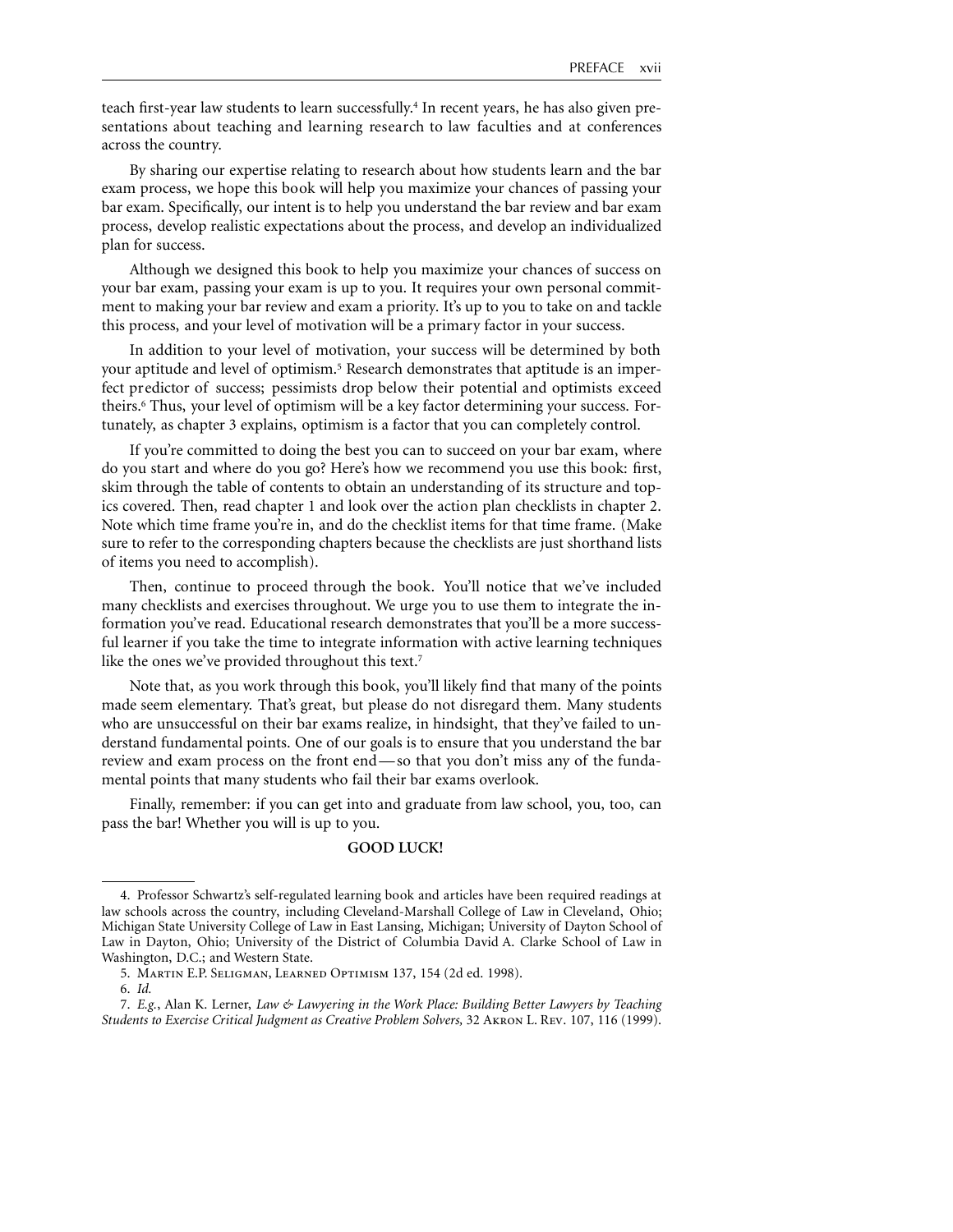teach first-year law students to learn successfully.[4] In recent years, he has also given presentations about teaching and learning research to law faculties and at conferences across the country.

By sharing our expertise relating to research about how students learn and the bar exam process, we hope this book will help you maximize your chances of passing your bar exam. Specifically, our intent is to help you understand the bar review and bar exam process, develop realistic expectations about the process, and develop an individualized plan for success.

Although we designed this book to help you maximize your chances of success on your bar exam, passing your exam is up to you. It requires your own personal commitment to making your bar review and exam a priority. It's up to you to take on and tackle this process, and your level of motivation will be a primary factor in your success.

In addition to your level of motivation, your success will be determined by both your aptitude and level of optimism.[5] Research demonstrates that aptitude is an imperfect predictor of success; pessimists drop below their potential and optimists exceed theirs.[6] Thus, your level of optimism will be a key factor determining your success. Fortunately, as chapter 3 explains, optimism is a factor that you can completely control.

If you're committed to doing the best you can to succeed on your bar exam, where do you start and where do you go? Here's how we recommend you use this book: first, skim through the table of contents to obtain an understanding of its structure and topics covered. Then, read chapter 1 and look over the action plan checklists in chapter 2. Note which time frame you're in, and do the checklist items for that time frame. (Make sure to refer to the corresponding chapters because the checklists are just shorthand lists of items you need to accomplish).

Then, continue to proceed through the book. You'll notice that we've included many checklists and exercises throughout. We urge you to use them to integrate the information you've read. Educational research demonstrates that you'll be a more successful learner if you take the time to integrate information with active learning techniques like the ones we've provided throughout this text.[7]

Note that, as you work through this book, you'll likely find that many of the points made seem elementary. That's great, but please do not disregard them. Many students who are unsuccessful on their bar exams realize, in hindsight, that they've failed to understand fundamental points. One of our goals is to ensure that you understand the bar review and exam process on the front end—so that you don't miss any of the fundamental points that many students who fail their bar exams overlook.

Finally, remember: if you can get into and graduate from law school, you, too, can pass the bar! Whether you will is up to you.

**GOOD LUCK!**

---

4. Professor Schwartz's self-regulated learning book and articles have been required readings at law schools across the country, including Cleveland-Marshall College of Law in Cleveland, Ohio; Michigan State University College of Law in East Lansing, Michigan; University of Dayton School of Law in Dayton, Ohio; University of the District of Columbia David A. Clarke School of Law in Washington, D.C.; and Western State.

5. Martin E.P. Seligman, Learned Optimism 137, 154 (2d ed. 1998).

6. *Id.*

7. *E.g.*, Alan K. Lerner, *Law & Lawyering in the Work Place: Building Better Lawyers by Teaching Students to Exercise Critical Judgment as Creative Problem Solvers*, 32 Akron L. Rev. 107, 116 (1999).